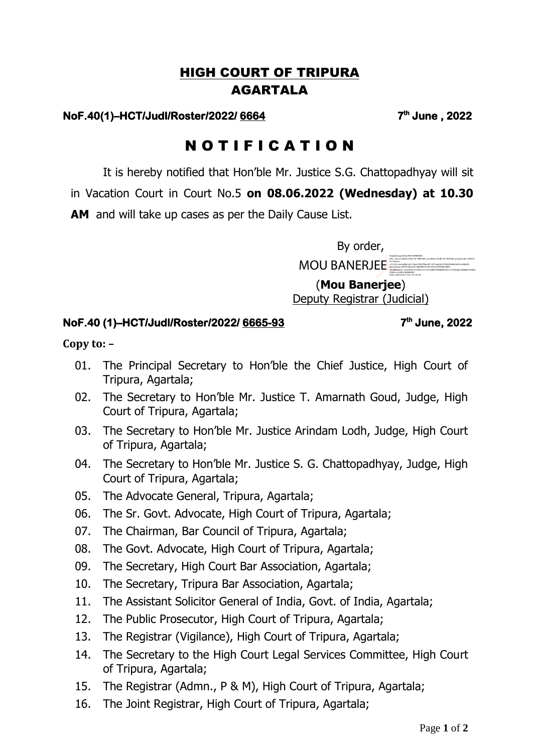# HIGH COURT OF TRIPURA
# AGARTALA

**NoF.40(1)–HCT/Judl/Roster/2022/ 6664** **7th June , 2022**

## N O T I F I C A T I O N

It is hereby notified that Hon'ble Mr. Justice S.G. Chattopadhyay will sit in Vacation Court in Court No.5 **on 08.06.2022 (Wednesday) at 10.30 AM** and will take up cases as per the Daily Cause List.

By order,

MOU BANERJEE

(**Mou Banerjee**)
Deputy Registrar (Judicial)

**NoF.40 (1)–HCT/Judl/Roster/2022/ 6665-93** **7th June, 2022**

**Copy to: –**

01. The Principal Secretary to Hon'ble the Chief Justice, High Court of Tripura, Agartala;
02. The Secretary to Hon'ble Mr. Justice T. Amarnath Goud, Judge, High Court of Tripura, Agartala;
03. The Secretary to Hon'ble Mr. Justice Arindam Lodh, Judge, High Court of Tripura, Agartala;
04. The Secretary to Hon'ble Mr. Justice S. G. Chattopadhyay, Judge, High Court of Tripura, Agartala;
05. The Advocate General, Tripura, Agartala;
06. The Sr. Govt. Advocate, High Court of Tripura, Agartala;
07. The Chairman, Bar Council of Tripura, Agartala;
08. The Govt. Advocate, High Court of Tripura, Agartala;
09. The Secretary, High Court Bar Association, Agartala;
10. The Secretary, Tripura Bar Association, Agartala;
11. The Assistant Solicitor General of India, Govt. of India, Agartala;
12. The Public Prosecutor, High Court of Tripura, Agartala;
13. The Registrar (Vigilance), High Court of Tripura, Agartala;
14. The Secretary to the High Court Legal Services Committee, High Court of Tripura, Agartala;
15. The Registrar (Admn., P & M), High Court of Tripura, Agartala;
16. The Joint Registrar, High Court of Tripura, Agartala;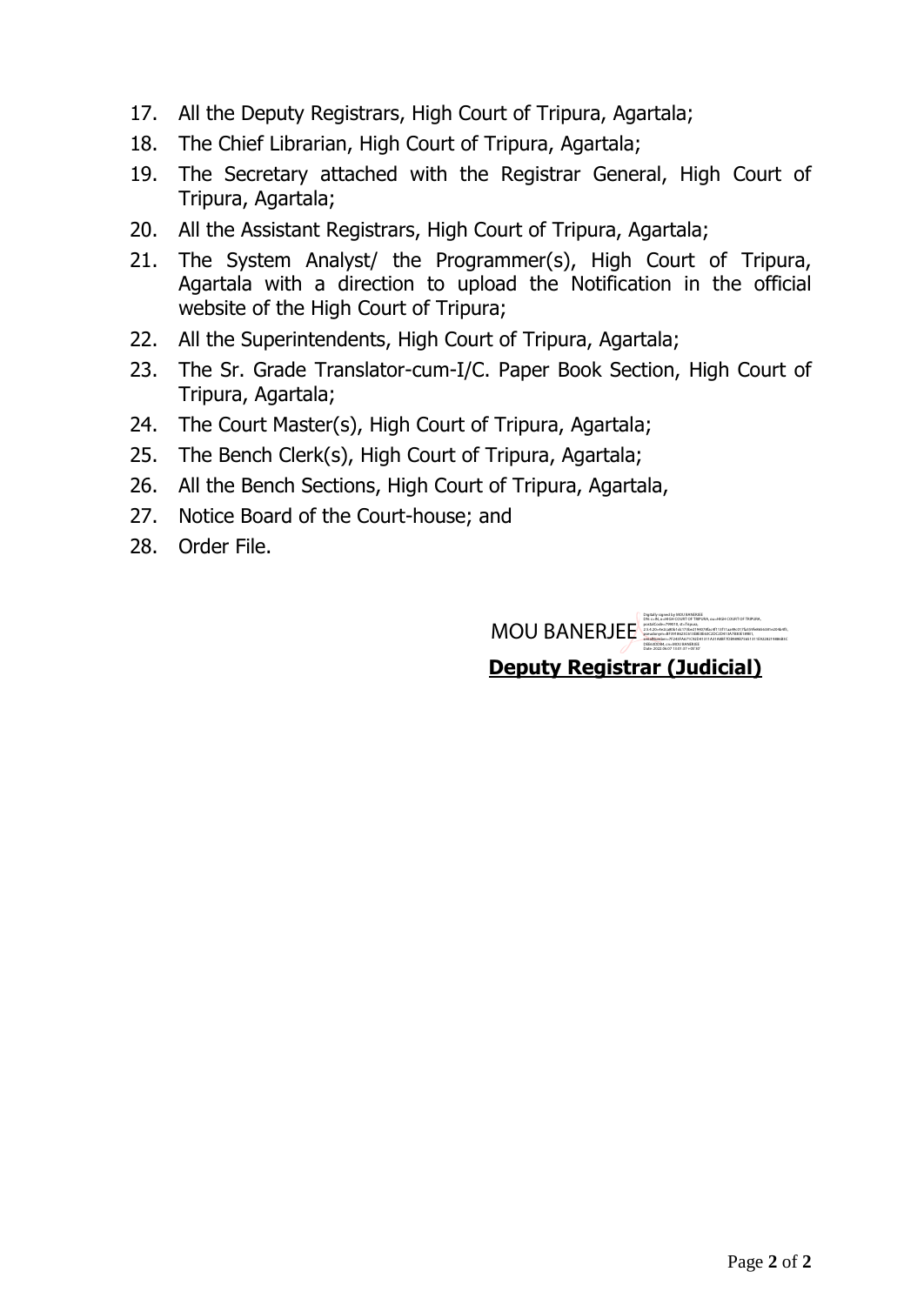17. All the Deputy Registrars, High Court of Tripura, Agartala;
18. The Chief Librarian, High Court of Tripura, Agartala;
19. The Secretary attached with the Registrar General, High Court of Tripura, Agartala;
20. All the Assistant Registrars, High Court of Tripura, Agartala;
21. The System Analyst/ the Programmer(s), High Court of Tripura, Agartala with a direction to upload the Notification in the official website of the High Court of Tripura;
22. All the Superintendents, High Court of Tripura, Agartala;
23. The Sr. Grade Translator-cum-I/C. Paper Book Section, High Court of Tripura, Agartala;
24. The Court Master(s), High Court of Tripura, Agartala;
25. The Bench Clerk(s), High Court of Tripura, Agartala;
26. All the Bench Sections, High Court of Tripura, Agartala,
27. Notice Board of the Court-house; and
28. Order File.

MOU BANERJEE

Digitally signed by MOU BANERJEE

**Deputy Registrar (Judicial)**